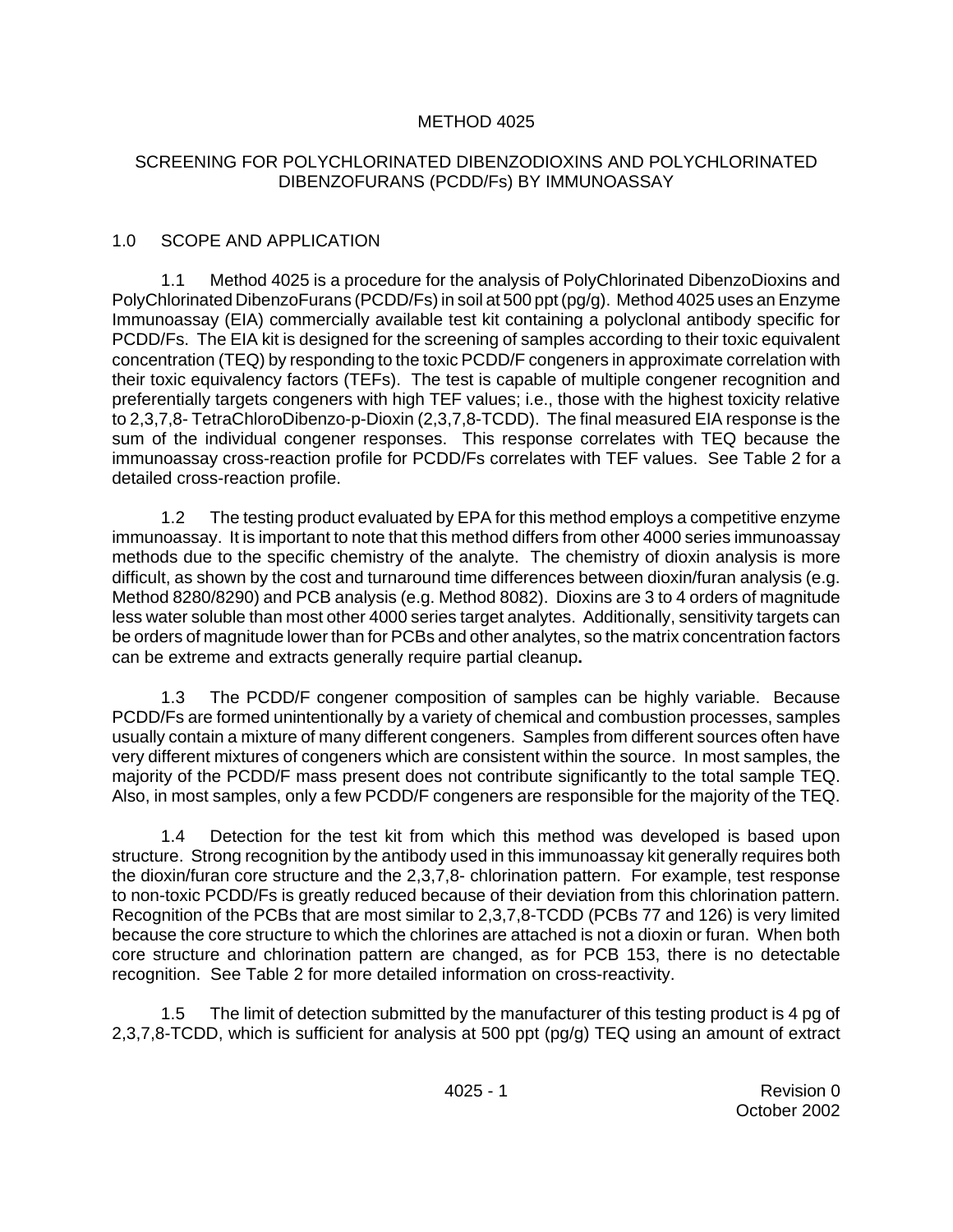# METHOD 4025

## SCREENING FOR POLYCHLORINATED DIBENZODIOXINS AND POLYCHLORINATED DIBENZOFURANS (PCDD/Fs) BY IMMUNOASSAY

## 1.0 SCOPE AND APPLICATION

1.1 Method 4025 is a procedure for the analysis of PolyChlorinated DibenzoDioxins and PolyChlorinated DibenzoFurans (PCDD/Fs) in soil at 500 ppt (pg/g). Method 4025 uses an Enzyme Immunoassay (EIA) commercially available test kit containing a polyclonal antibody specific for PCDD/Fs. The EIA kit is designed for the screening of samples according to their toxic equivalent concentration (TEQ) by responding to the toxic PCDD/F congeners in approximate correlation with their toxic equivalency factors (TEFs). The test is capable of multiple congener recognition and preferentially targets congeners with high TEF values; i.e., those with the highest toxicity relative to 2,3,7,8- TetraChloroDibenzo-p-Dioxin (2,3,7,8-TCDD). The final measured EIA response is the sum of the individual congener responses. This response correlates with TEQ because the immunoassay cross-reaction profile for PCDD/Fs correlates with TEF values. See Table 2 for a detailed cross-reaction profile.

1.2 The testing product evaluated by EPA for this method employs a competitive enzyme immunoassay. It is important to note that this method differs from other 4000 series immunoassay methods due to the specific chemistry of the analyte. The chemistry of dioxin analysis is more difficult, as shown by the cost and turnaround time differences between dioxin/furan analysis (e.g. Method 8280/8290) and PCB analysis (e.g. Method 8082). Dioxins are 3 to 4 orders of magnitude less water soluble than most other 4000 series target analytes. Additionally, sensitivity targets can be orders of magnitude lower than for PCBs and other analytes, so the matrix concentration factors can be extreme and extracts generally require partial cleanup**.**

1.3 The PCDD/F congener composition of samples can be highly variable. Because PCDD/Fs are formed unintentionally by a variety of chemical and combustion processes, samples usually contain a mixture of many different congeners. Samples from different sources often have very different mixtures of congeners which are consistent within the source. In most samples, the majority of the PCDD/F mass present does not contribute significantly to the total sample TEQ. Also, in most samples, only a few PCDD/F congeners are responsible for the majority of the TEQ.

1.4 Detection for the test kit from which this method was developed is based upon structure. Strong recognition by the antibody used in this immunoassay kit generally requires both the dioxin/furan core structure and the 2,3,7,8- chlorination pattern. For example, test response to non-toxic PCDD/Fs is greatly reduced because of their deviation from this chlorination pattern. Recognition of the PCBs that are most similar to 2,3,7,8-TCDD (PCBs 77 and 126) is very limited because the core structure to which the chlorines are attached is not a dioxin or furan. When both core structure and chlorination pattern are changed, as for PCB 153, there is no detectable recognition. See Table 2 for more detailed information on cross-reactivity.

1.5 The limit of detection submitted by the manufacturer of this testing product is 4 pg of 2,3,7,8-TCDD, which is sufficient for analysis at 500 ppt (pg/g) TEQ using an amount of extract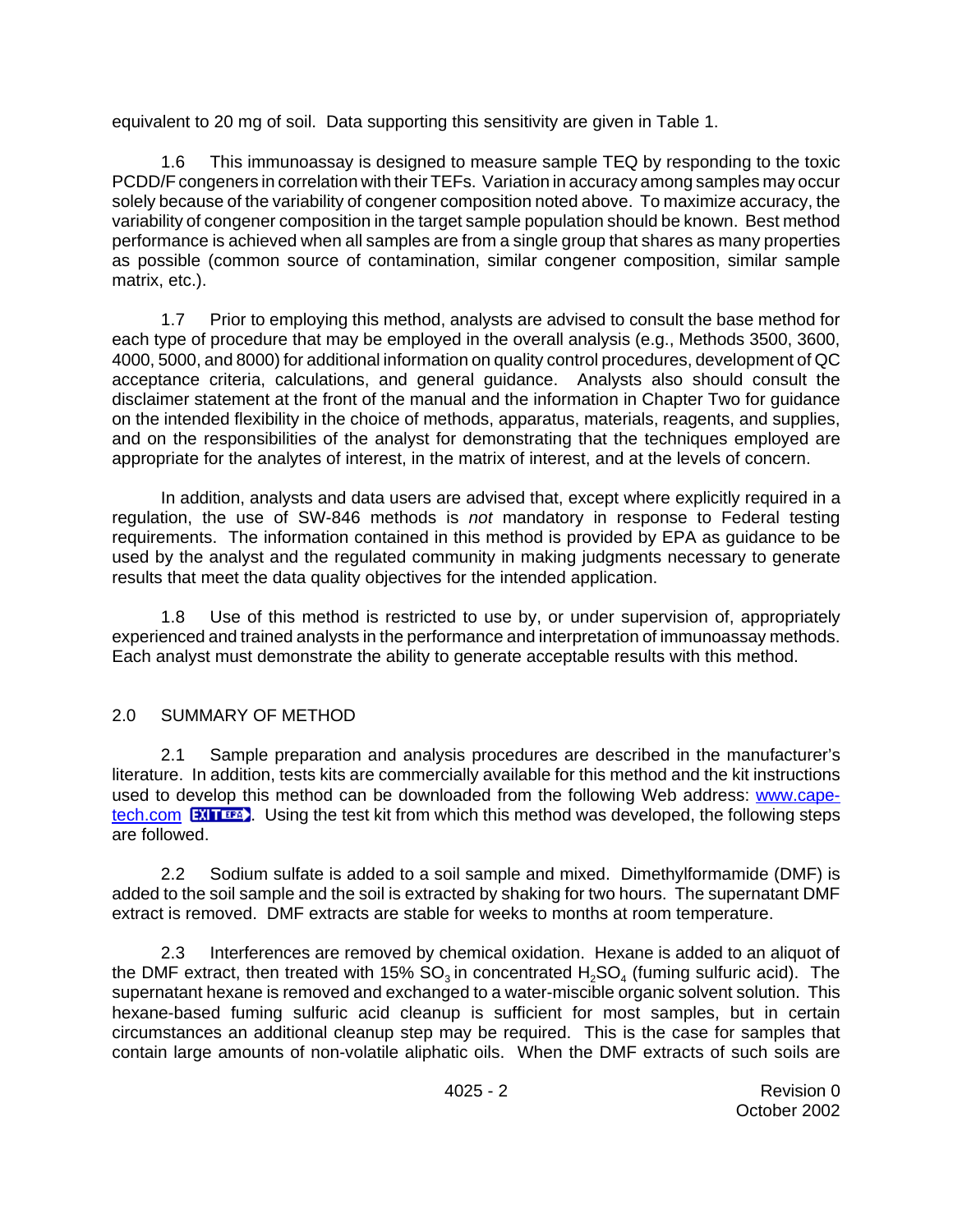equivalent to 20 mg of soil. Data supporting this sensitivity are given in Table 1.

1.6 This immunoassay is designed to measure sample TEQ by responding to the toxic PCDD/F congeners in correlation with their TEFs. Variation in accuracy among samples may occur solely because of the variability of congener composition noted above. To maximize accuracy, the variability of congener composition in the target sample population should be known. Best method performance is achieved when all samples are from a single group that shares as many properties as possible (common source of contamination, similar congener composition, similar sample matrix, etc.).

1.7 Prior to employing this method, analysts are advised to consult the base method for each type of procedure that may be employed in the overall analysis (e.g., Methods 3500, 3600, 4000, 5000, and 8000) for additional information on quality control procedures, development of QC acceptance criteria, calculations, and general guidance. Analysts also should consult the disclaimer statement at the front of the manual and the information in Chapter Two for guidance on the intended flexibility in the choice of methods, apparatus, materials, reagents, and supplies, and on the responsibilities of the analyst for demonstrating that the techniques employed are appropriate for the analytes of interest, in the matrix of interest, and at the levels of concern.

In addition, analysts and data users are advised that, except where explicitly required in a regulation, the use of SW-846 methods is *not* mandatory in response to Federal testing requirements. The information contained in this method is provided by EPA as guidance to be used by the analyst and the regulated community in making judgments necessary to generate results that meet the data quality objectives for the intended application.

1.8 Use of this method is restricted to use by, or under supervision of, appropriately experienced and trained analysts in the performance and interpretation of immunoassay methods. Each analyst must demonstrate the ability to generate acceptable results with this method.

## 2.0 SUMMARY OF METHOD

2.1 Sample preparation and analysis procedures are described in the manufacturer's literature. In addition, tests kits are commercially available for this method and the kit instructions used to develop this method can be downloaded from the following Web address: www.cape-tech.com EXIT EPA. Using the test kit from which this method was developed, the following steps are followed.

2.2 Sodium sulfate is added to a soil sample and mixed. Dimethylformamide (DMF) is added to the soil sample and the soil is extracted by shaking for two hours. The supernatant DMF extract is removed. DMF extracts are stable for weeks to months at room temperature.

2.3 Interferences are removed by chemical oxidation. Hexane is added to an aliquot of the DMF extract, then treated with 15% $SO_3$ in concentrated $H_2SO_4$ (fuming sulfuric acid). The supernatant hexane is removed and exchanged to a water-miscible organic solvent solution. This hexane-based fuming sulfuric acid cleanup is sufficient for most samples, but in certain circumstances an additional cleanup step may be required. This is the case for samples that contain large amounts of non-volatile aliphatic oils. When the DMF extracts of such soils are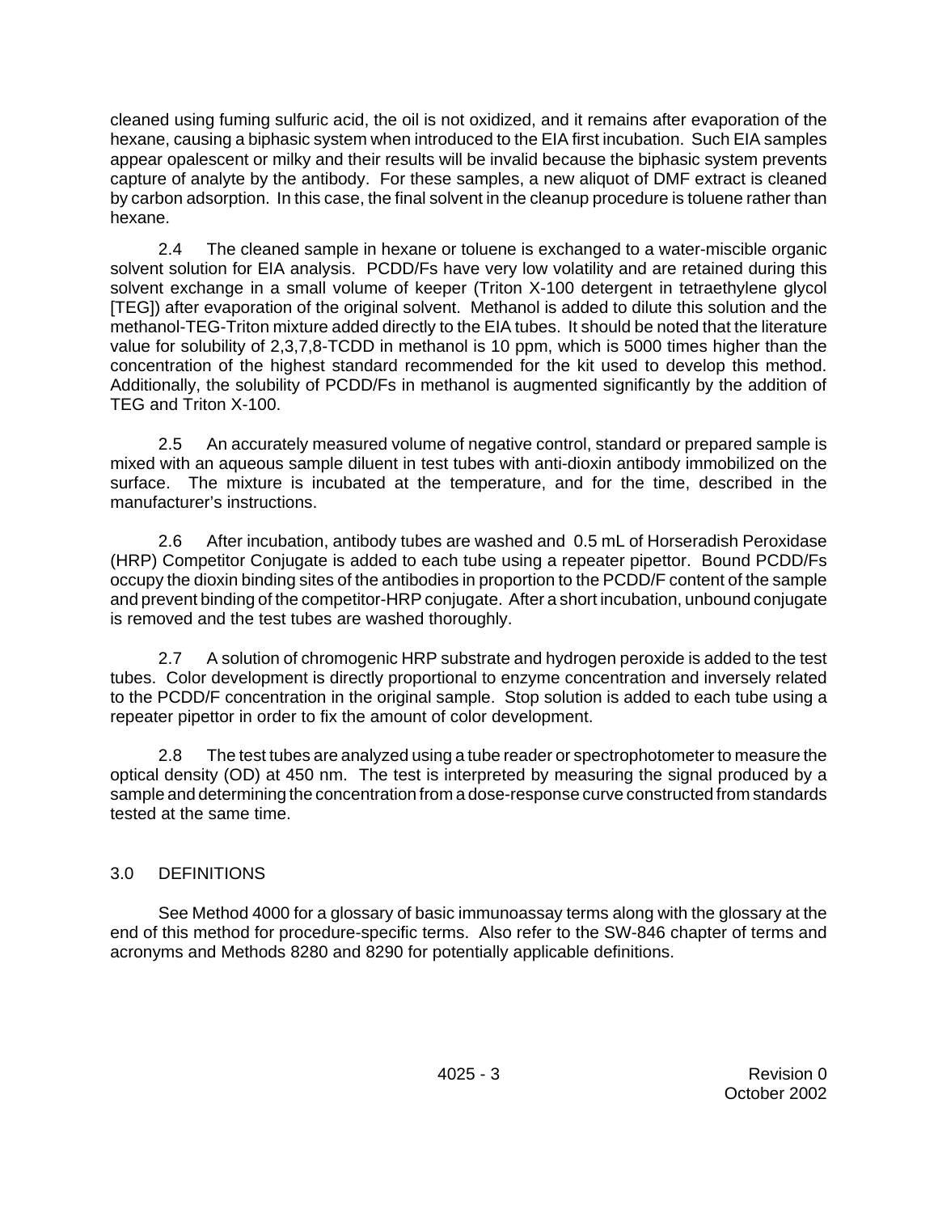cleaned using fuming sulfuric acid, the oil is not oxidized, and it remains after evaporation of the hexane, causing a biphasic system when introduced to the EIA first incubation. Such EIA samples appear opalescent or milky and their results will be invalid because the biphasic system prevents capture of analyte by the antibody. For these samples, a new aliquot of DMF extract is cleaned by carbon adsorption. In this case, the final solvent in the cleanup procedure is toluene rather than hexane.

2.4 The cleaned sample in hexane or toluene is exchanged to a water-miscible organic solvent solution for EIA analysis. PCDD/Fs have very low volatility and are retained during this solvent exchange in a small volume of keeper (Triton X-100 detergent in tetraethylene glycol [TEG]) after evaporation of the original solvent. Methanol is added to dilute this solution and the methanol-TEG-Triton mixture added directly to the EIA tubes. It should be noted that the literature value for solubility of 2,3,7,8-TCDD in methanol is 10 ppm, which is 5000 times higher than the concentration of the highest standard recommended for the kit used to develop this method. Additionally, the solubility of PCDD/Fs in methanol is augmented significantly by the addition of TEG and Triton X-100.

2.5 An accurately measured volume of negative control, standard or prepared sample is mixed with an aqueous sample diluent in test tubes with anti-dioxin antibody immobilized on the surface. The mixture is incubated at the temperature, and for the time, described in the manufacturer's instructions.

2.6 After incubation, antibody tubes are washed and 0.5 mL of Horseradish Peroxidase (HRP) Competitor Conjugate is added to each tube using a repeater pipettor. Bound PCDD/Fs occupy the dioxin binding sites of the antibodies in proportion to the PCDD/F content of the sample and prevent binding of the competitor-HRP conjugate. After a short incubation, unbound conjugate is removed and the test tubes are washed thoroughly.

2.7 A solution of chromogenic HRP substrate and hydrogen peroxide is added to the test tubes. Color development is directly proportional to enzyme concentration and inversely related to the PCDD/F concentration in the original sample. Stop solution is added to each tube using a repeater pipettor in order to fix the amount of color development.

2.8 The test tubes are analyzed using a tube reader or spectrophotometer to measure the optical density (OD) at 450 nm. The test is interpreted by measuring the signal produced by a sample and determining the concentration from a dose-response curve constructed from standards tested at the same time.

## 3.0 DEFINITIONS

See Method 4000 for a glossary of basic immunoassay terms along with the glossary at the end of this method for procedure-specific terms. Also refer to the SW-846 chapter of terms and acronyms and Methods 8280 and 8290 for potentially applicable definitions.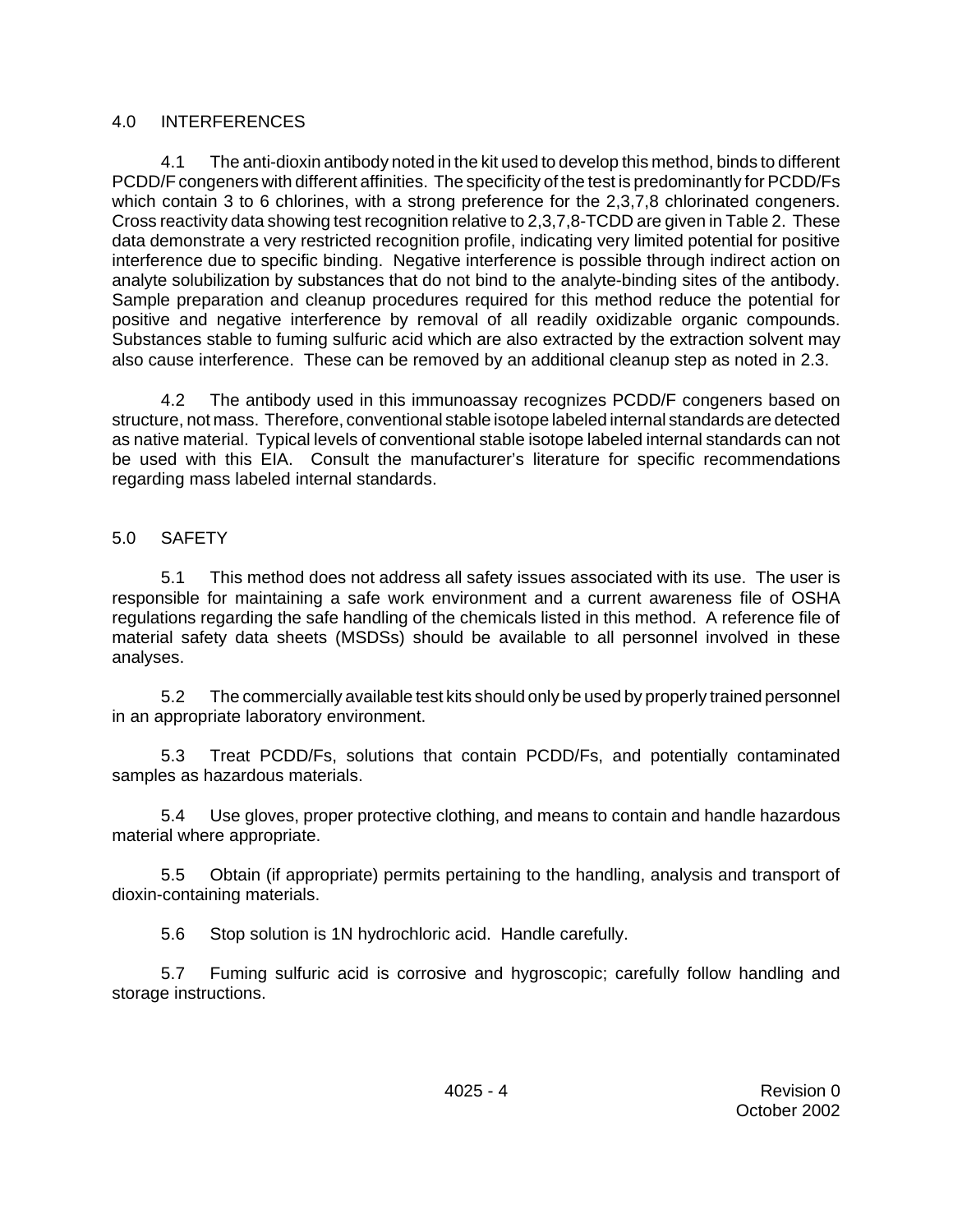## 4.0 INTERFERENCES

4.1 The anti-dioxin antibody noted in the kit used to develop this method, binds to different PCDD/F congeners with different affinities. The specificity of the test is predominantly for PCDD/Fs which contain 3 to 6 chlorines, with a strong preference for the 2,3,7,8 chlorinated congeners. Cross reactivity data showing test recognition relative to 2,3,7,8-TCDD are given in Table 2. These data demonstrate a very restricted recognition profile, indicating very limited potential for positive interference due to specific binding. Negative interference is possible through indirect action on analyte solubilization by substances that do not bind to the analyte-binding sites of the antibody. Sample preparation and cleanup procedures required for this method reduce the potential for positive and negative interference by removal of all readily oxidizable organic compounds. Substances stable to fuming sulfuric acid which are also extracted by the extraction solvent may also cause interference. These can be removed by an additional cleanup step as noted in 2.3.

4.2 The antibody used in this immunoassay recognizes PCDD/F congeners based on structure, not mass. Therefore, conventional stable isotope labeled internal standards are detected as native material. Typical levels of conventional stable isotope labeled internal standards can not be used with this EIA. Consult the manufacturer's literature for specific recommendations regarding mass labeled internal standards.

## 5.0 SAFETY

5.1 This method does not address all safety issues associated with its use. The user is responsible for maintaining a safe work environment and a current awareness file of OSHA regulations regarding the safe handling of the chemicals listed in this method. A reference file of material safety data sheets (MSDSs) should be available to all personnel involved in these analyses.

5.2 The commercially available test kits should only be used by properly trained personnel in an appropriate laboratory environment.

5.3 Treat PCDD/Fs, solutions that contain PCDD/Fs, and potentially contaminated samples as hazardous materials.

5.4 Use gloves, proper protective clothing, and means to contain and handle hazardous material where appropriate.

5.5 Obtain (if appropriate) permits pertaining to the handling, analysis and transport of dioxin-containing materials.

5.6 Stop solution is 1N hydrochloric acid. Handle carefully.

5.7 Fuming sulfuric acid is corrosive and hygroscopic; carefully follow handling and storage instructions.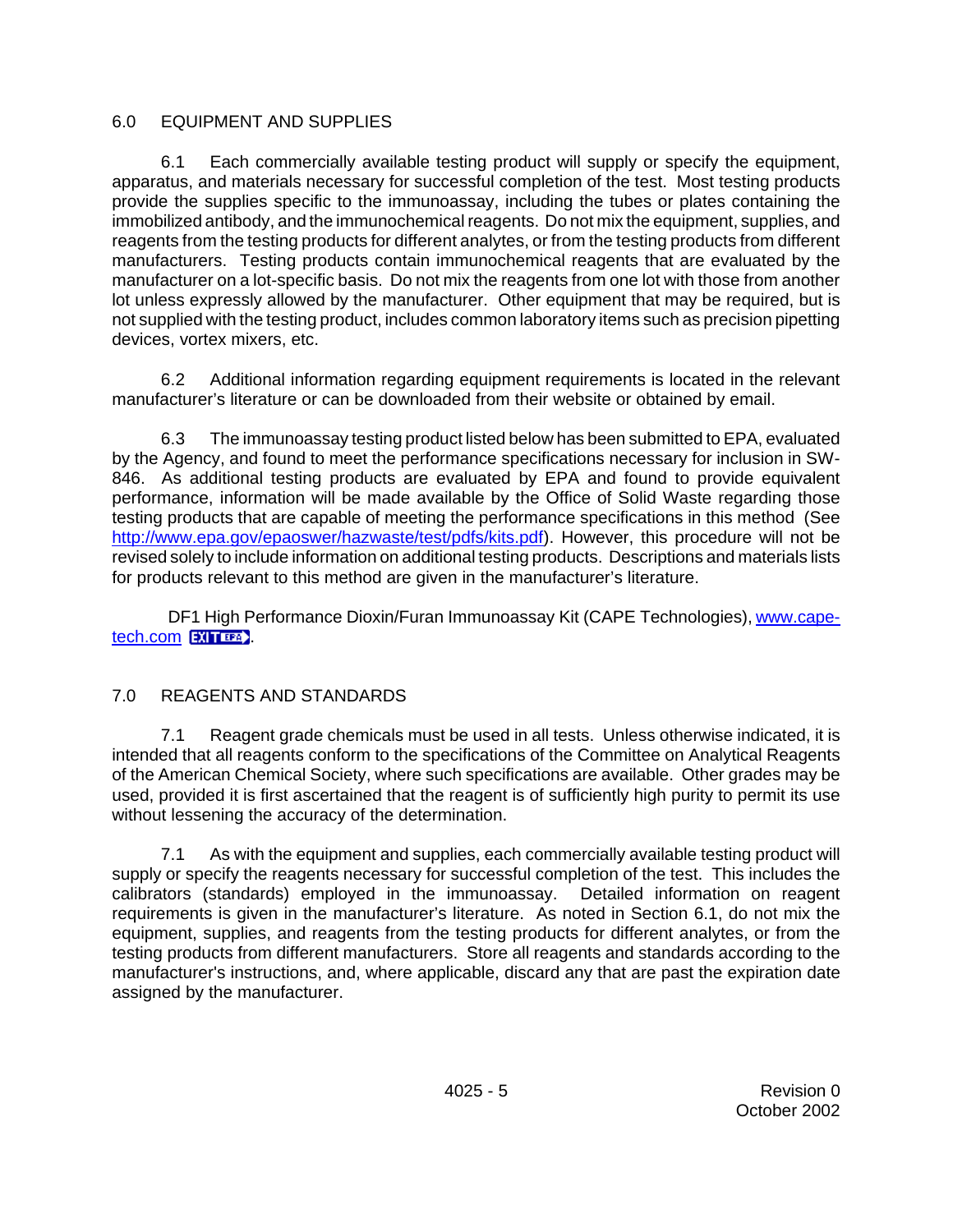## 6.0 EQUIPMENT AND SUPPLIES

6.1 Each commercially available testing product will supply or specify the equipment, apparatus, and materials necessary for successful completion of the test. Most testing products provide the supplies specific to the immunoassay, including the tubes or plates containing the immobilized antibody, and the immunochemical reagents. Do not mix the equipment, supplies, and reagents from the testing products for different analytes, or from the testing products from different manufacturers. Testing products contain immunochemical reagents that are evaluated by the manufacturer on a lot-specific basis. Do not mix the reagents from one lot with those from another lot unless expressly allowed by the manufacturer. Other equipment that may be required, but is not supplied with the testing product, includes common laboratory items such as precision pipetting devices, vortex mixers, etc.

6.2 Additional information regarding equipment requirements is located in the relevant manufacturer's literature or can be downloaded from their website or obtained by email.

6.3 The immunoassay testing product listed below has been submitted to EPA, evaluated by the Agency, and found to meet the performance specifications necessary for inclusion in SW-846. As additional testing products are evaluated by EPA and found to provide equivalent performance, information will be made available by the Office of Solid Waste regarding those testing products that are capable of meeting the performance specifications in this method (See http://www.epa.gov/epaoswer/hazwaste/test/pdfs/kits.pdf). However, this procedure will not be revised solely to include information on additional testing products. Descriptions and materials lists for products relevant to this method are given in the manufacturer's literature.

DF1 High Performance Dioxin/Furan Immunoassay Kit (CAPE Technologies), www.cape-tech.com EXIT EPA.

## 7.0 REAGENTS AND STANDARDS

7.1 Reagent grade chemicals must be used in all tests. Unless otherwise indicated, it is intended that all reagents conform to the specifications of the Committee on Analytical Reagents of the American Chemical Society, where such specifications are available. Other grades may be used, provided it is first ascertained that the reagent is of sufficiently high purity to permit its use without lessening the accuracy of the determination.

7.1 As with the equipment and supplies, each commercially available testing product will supply or specify the reagents necessary for successful completion of the test. This includes the calibrators (standards) employed in the immunoassay. Detailed information on reagent requirements is given in the manufacturer's literature. As noted in Section 6.1, do not mix the equipment, supplies, and reagents from the testing products for different analytes, or from the testing products from different manufacturers. Store all reagents and standards according to the manufacturer's instructions, and, where applicable, discard any that are past the expiration date assigned by the manufacturer.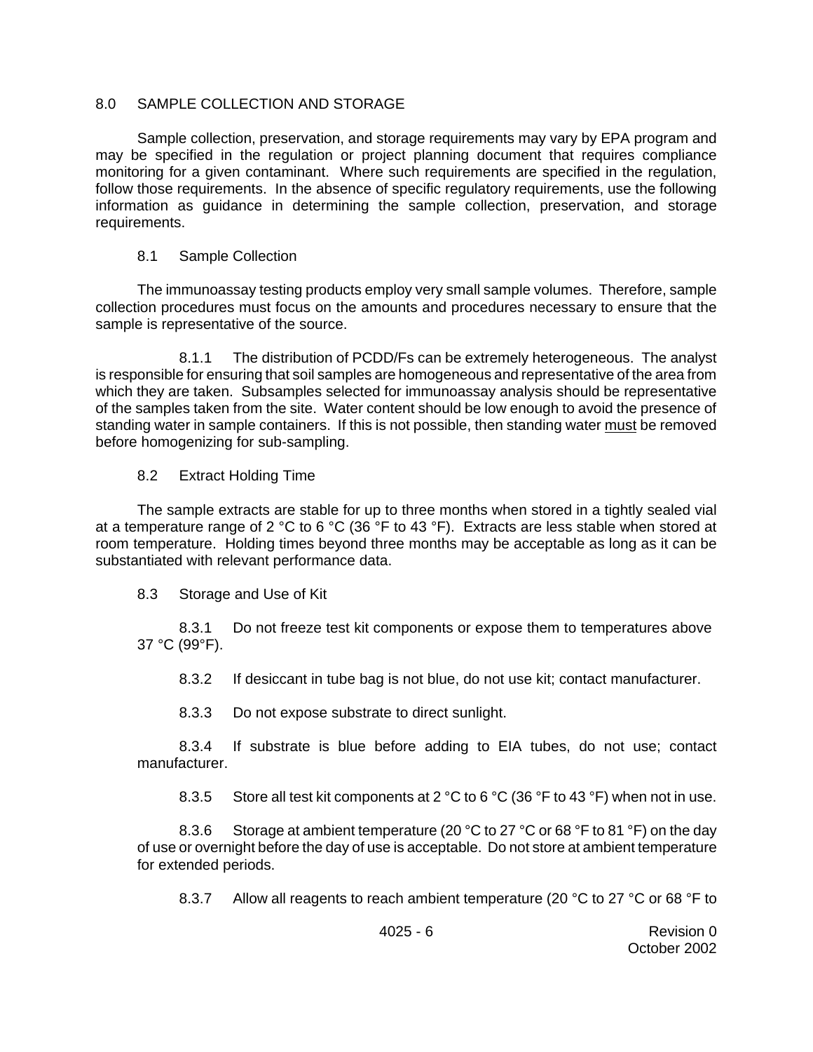## 8.0 SAMPLE COLLECTION AND STORAGE

Sample collection, preservation, and storage requirements may vary by EPA program and may be specified in the regulation or project planning document that requires compliance monitoring for a given contaminant. Where such requirements are specified in the regulation, follow those requirements. In the absence of specific regulatory requirements, use the following information as guidance in determining the sample collection, preservation, and storage requirements.

### 8.1 Sample Collection

The immunoassay testing products employ very small sample volumes. Therefore, sample collection procedures must focus on the amounts and procedures necessary to ensure that the sample is representative of the source.

8.1.1 The distribution of PCDD/Fs can be extremely heterogeneous. The analyst is responsible for ensuring that soil samples are homogeneous and representative of the area from which they are taken. Subsamples selected for immunoassay analysis should be representative of the samples taken from the site. Water content should be low enough to avoid the presence of standing water in sample containers. If this is not possible, then standing water <u>must</u> be removed before homogenizing for sub-sampling.

### 8.2 Extract Holding Time

The sample extracts are stable for up to three months when stored in a tightly sealed vial at a temperature range of 2 °C to 6 °C (36 °F to 43 °F). Extracts are less stable when stored at room temperature. Holding times beyond three months may be acceptable as long as it can be substantiated with relevant performance data.

### 8.3 Storage and Use of Kit

8.3.1 Do not freeze test kit components or expose them to temperatures above 37 °C (99°F).

8.3.2 If desiccant in tube bag is not blue, do not use kit; contact manufacturer.

8.3.3 Do not expose substrate to direct sunlight.

8.3.4 If substrate is blue before adding to EIA tubes, do not use; contact manufacturer.

8.3.5 Store all test kit components at 2 °C to 6 °C (36 °F to 43 °F) when not in use.

8.3.6 Storage at ambient temperature (20 °C to 27 °C or 68 °F to 81 °F) on the day of use or overnight before the day of use is acceptable. Do not store at ambient temperature for extended periods.

8.3.7 Allow all reagents to reach ambient temperature (20 °C to 27 °C or 68 °F to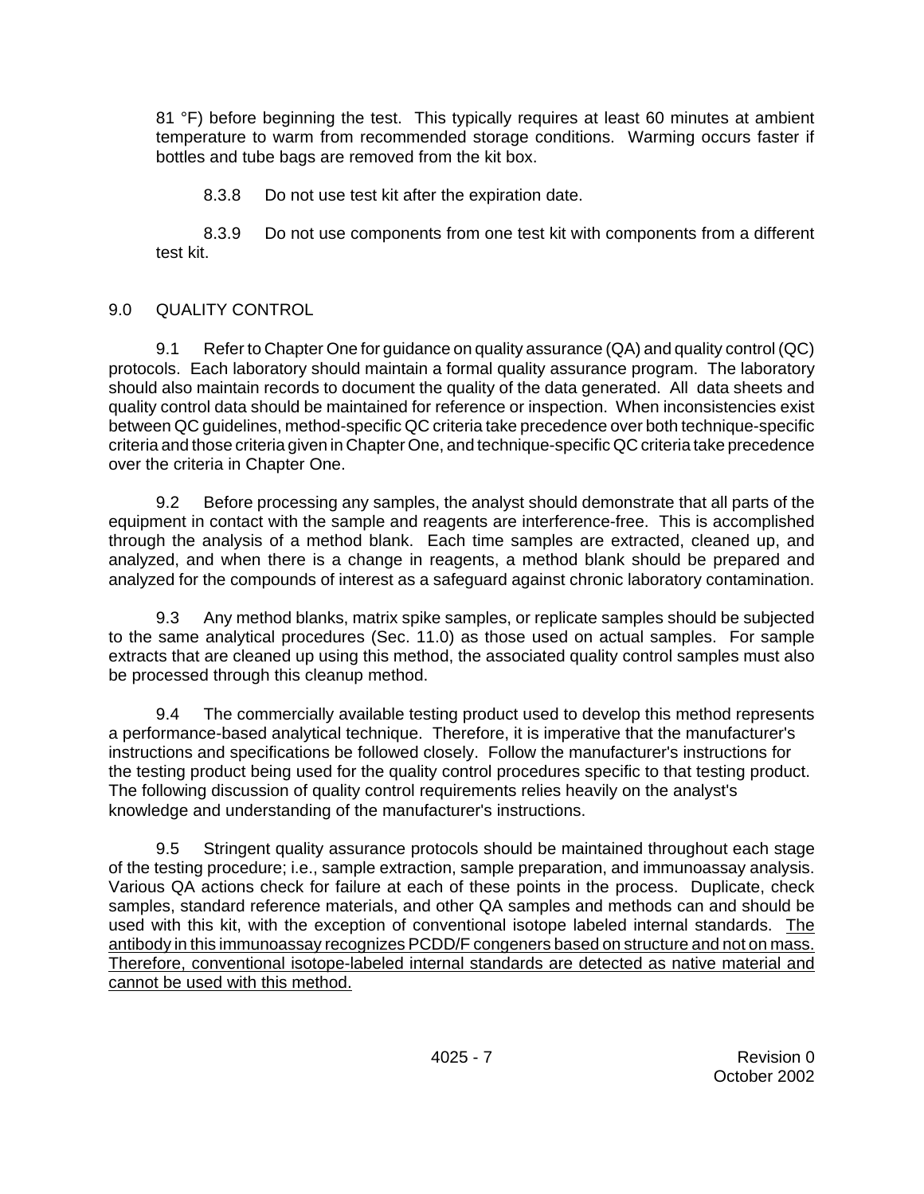81 °F) before beginning the test. This typically requires at least 60 minutes at ambient temperature to warm from recommended storage conditions. Warming occurs faster if bottles and tube bags are removed from the kit box.

8.3.8 Do not use test kit after the expiration date.

8.3.9 Do not use components from one test kit with components from a different test kit.

## 9.0 QUALITY CONTROL

9.1 Refer to Chapter One for guidance on quality assurance (QA) and quality control (QC) protocols. Each laboratory should maintain a formal quality assurance program. The laboratory should also maintain records to document the quality of the data generated. All data sheets and quality control data should be maintained for reference or inspection. When inconsistencies exist between QC guidelines, method-specific QC criteria take precedence over both technique-specific criteria and those criteria given in Chapter One, and technique-specific QC criteria take precedence over the criteria in Chapter One.

9.2 Before processing any samples, the analyst should demonstrate that all parts of the equipment in contact with the sample and reagents are interference-free. This is accomplished through the analysis of a method blank. Each time samples are extracted, cleaned up, and analyzed, and when there is a change in reagents, a method blank should be prepared and analyzed for the compounds of interest as a safeguard against chronic laboratory contamination.

9.3 Any method blanks, matrix spike samples, or replicate samples should be subjected to the same analytical procedures (Sec. 11.0) as those used on actual samples. For sample extracts that are cleaned up using this method, the associated quality control samples must also be processed through this cleanup method.

9.4 The commercially available testing product used to develop this method represents a performance-based analytical technique. Therefore, it is imperative that the manufacturer's instructions and specifications be followed closely. Follow the manufacturer's instructions for the testing product being used for the quality control procedures specific to that testing product. The following discussion of quality control requirements relies heavily on the analyst's knowledge and understanding of the manufacturer's instructions.

9.5 Stringent quality assurance protocols should be maintained throughout each stage of the testing procedure; i.e., sample extraction, sample preparation, and immunoassay analysis. Various QA actions check for failure at each of these points in the process. Duplicate, check samples, standard reference materials, and other QA samples and methods can and should be used with this kit, with the exception of conventional isotope labeled internal standards. <u>The antibody in this immunoassay recognizes PCDD/F congeners based on structure and not on mass. Therefore, conventional isotope-labeled internal standards are detected as native material and cannot be used with this method.</u>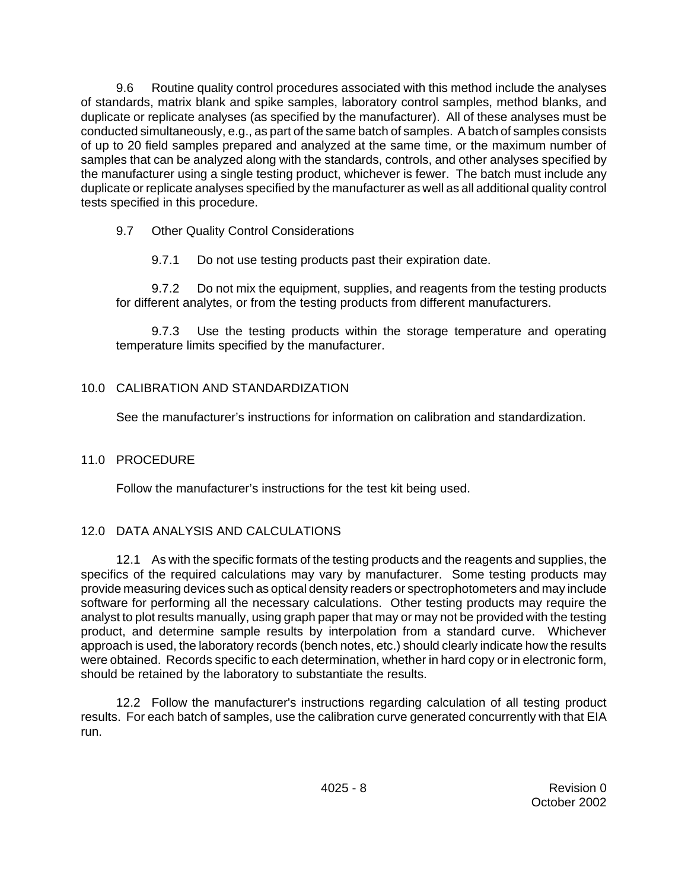9.6 Routine quality control procedures associated with this method include the analyses of standards, matrix blank and spike samples, laboratory control samples, method blanks, and duplicate or replicate analyses (as specified by the manufacturer). All of these analyses must be conducted simultaneously, e.g., as part of the same batch of samples. A batch of samples consists of up to 20 field samples prepared and analyzed at the same time, or the maximum number of samples that can be analyzed along with the standards, controls, and other analyses specified by the manufacturer using a single testing product, whichever is fewer. The batch must include any duplicate or replicate analyses specified by the manufacturer as well as all additional quality control tests specified in this procedure.

9.7 Other Quality Control Considerations

9.7.1 Do not use testing products past their expiration date.

9.7.2 Do not mix the equipment, supplies, and reagents from the testing products for different analytes, or from the testing products from different manufacturers.

9.7.3 Use the testing products within the storage temperature and operating temperature limits specified by the manufacturer.

## 10.0 CALIBRATION AND STANDARDIZATION

See the manufacturer's instructions for information on calibration and standardization.

## 11.0 PROCEDURE

Follow the manufacturer's instructions for the test kit being used.

## 12.0 DATA ANALYSIS AND CALCULATIONS

12.1 As with the specific formats of the testing products and the reagents and supplies, the specifics of the required calculations may vary by manufacturer. Some testing products may provide measuring devices such as optical density readers or spectrophotometers and may include software for performing all the necessary calculations. Other testing products may require the analyst to plot results manually, using graph paper that may or may not be provided with the testing product, and determine sample results by interpolation from a standard curve. Whichever approach is used, the laboratory records (bench notes, etc.) should clearly indicate how the results were obtained. Records specific to each determination, whether in hard copy or in electronic form, should be retained by the laboratory to substantiate the results.

12.2 Follow the manufacturer's instructions regarding calculation of all testing product results. For each batch of samples, use the calibration curve generated concurrently with that EIA run.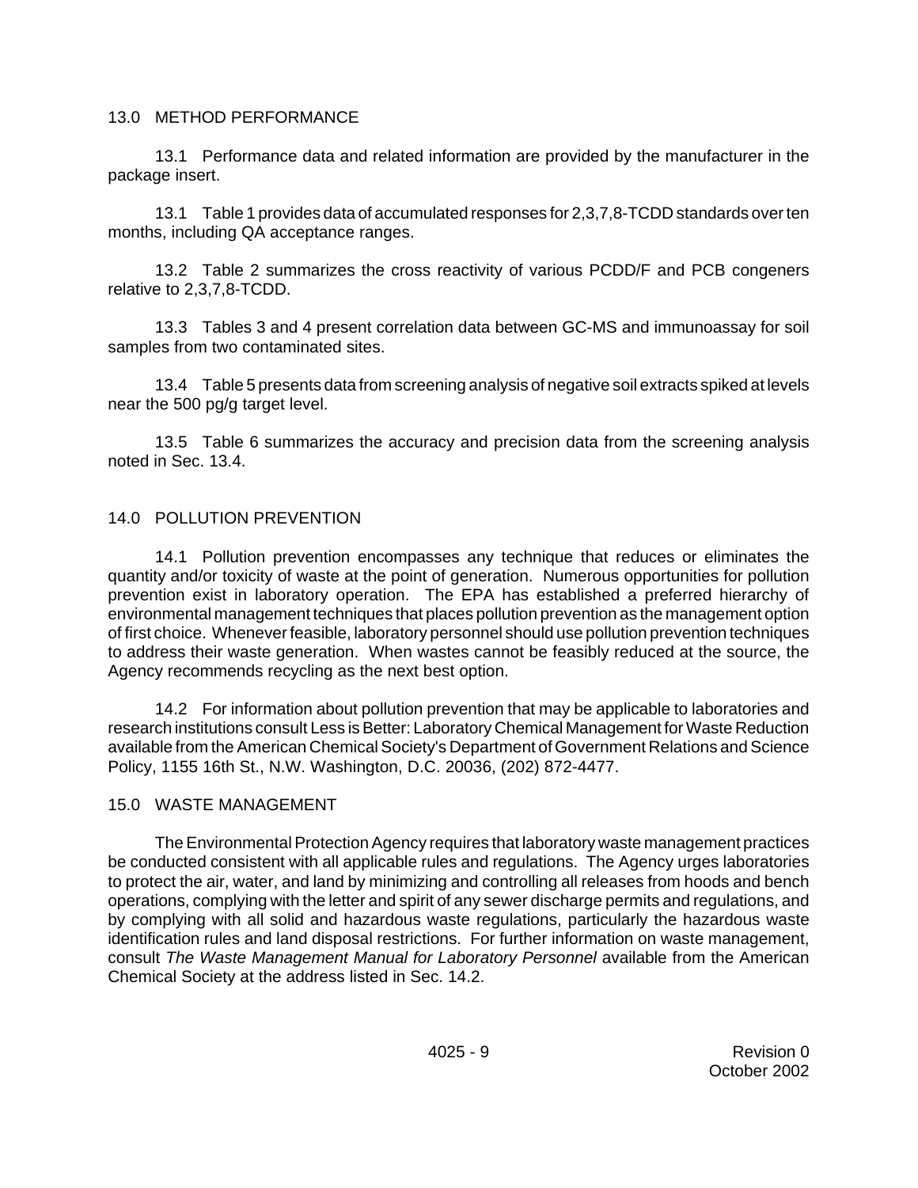## 13.0 METHOD PERFORMANCE

13.1 Performance data and related information are provided by the manufacturer in the package insert.

13.1 Table 1 provides data of accumulated responses for 2,3,7,8-TCDD standards over ten months, including QA acceptance ranges.

13.2 Table 2 summarizes the cross reactivity of various PCDD/F and PCB congeners relative to 2,3,7,8-TCDD.

13.3 Tables 3 and 4 present correlation data between GC-MS and immunoassay for soil samples from two contaminated sites.

13.4 Table 5 presents data from screening analysis of negative soil extracts spiked at levels near the 500 pg/g target level.

13.5 Table 6 summarizes the accuracy and precision data from the screening analysis noted in Sec. 13.4.

## 14.0 POLLUTION PREVENTION

14.1 Pollution prevention encompasses any technique that reduces or eliminates the quantity and/or toxicity of waste at the point of generation. Numerous opportunities for pollution prevention exist in laboratory operation. The EPA has established a preferred hierarchy of environmental management techniques that places pollution prevention as the management option of first choice. Whenever feasible, laboratory personnel should use pollution prevention techniques to address their waste generation. When wastes cannot be feasibly reduced at the source, the Agency recommends recycling as the next best option.

14.2 For information about pollution prevention that may be applicable to laboratories and research institutions consult Less is Better: Laboratory Chemical Management for Waste Reduction available from the American Chemical Society's Department of Government Relations and Science Policy, 1155 16th St., N.W. Washington, D.C. 20036, (202) 872-4477.

## 15.0 WASTE MANAGEMENT

The Environmental Protection Agency requires that laboratory waste management practices be conducted consistent with all applicable rules and regulations. The Agency urges laboratories to protect the air, water, and land by minimizing and controlling all releases from hoods and bench operations, complying with the letter and spirit of any sewer discharge permits and regulations, and by complying with all solid and hazardous waste regulations, particularly the hazardous waste identification rules and land disposal restrictions. For further information on waste management, consult *The Waste Management Manual for Laboratory Personnel* available from the American Chemical Society at the address listed in Sec. 14.2.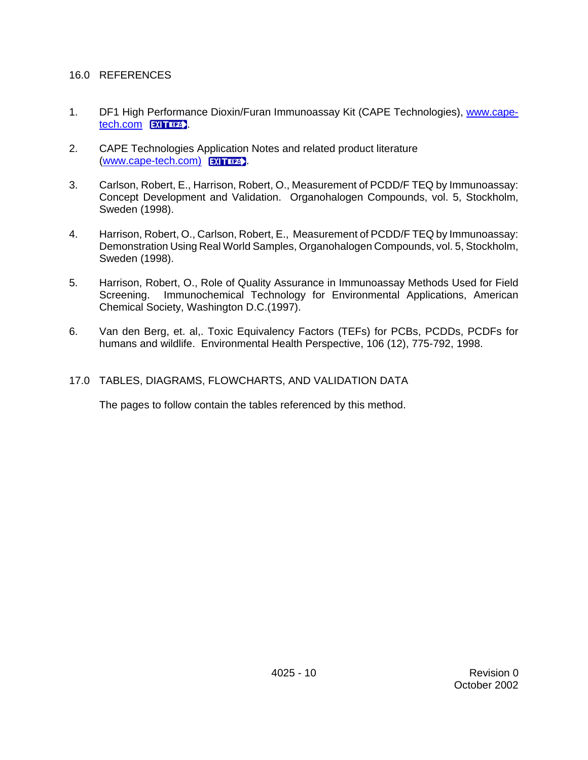## 16.0 REFERENCES

1. DF1 High Performance Dioxin/Furan Immunoassay Kit (CAPE Technologies), www.cape-tech.com EXIT EPA.

2. CAPE Technologies Application Notes and related product literature (www.cape-tech.com) EXIT EPA.

3. Carlson, Robert, E., Harrison, Robert, O., Measurement of PCDD/F TEQ by Immunoassay: Concept Development and Validation. Organohalogen Compounds, vol. 5, Stockholm, Sweden (1998).

4. Harrison, Robert, O., Carlson, Robert, E., Measurement of PCDD/F TEQ by Immunoassay: Demonstration Using Real World Samples, Organohalogen Compounds, vol. 5, Stockholm, Sweden (1998).

5. Harrison, Robert, O., Role of Quality Assurance in Immunoassay Methods Used for Field Screening. Immunochemical Technology for Environmental Applications, American Chemical Society, Washington D.C.(1997).

6. Van den Berg, et. al,. Toxic Equivalency Factors (TEFs) for PCBs, PCDDs, PCDFs for humans and wildlife. Environmental Health Perspective, 106 (12), 775-792, 1998.

## 17.0 TABLES, DIAGRAMS, FLOWCHARTS, AND VALIDATION DATA

The pages to follow contain the tables referenced by this method.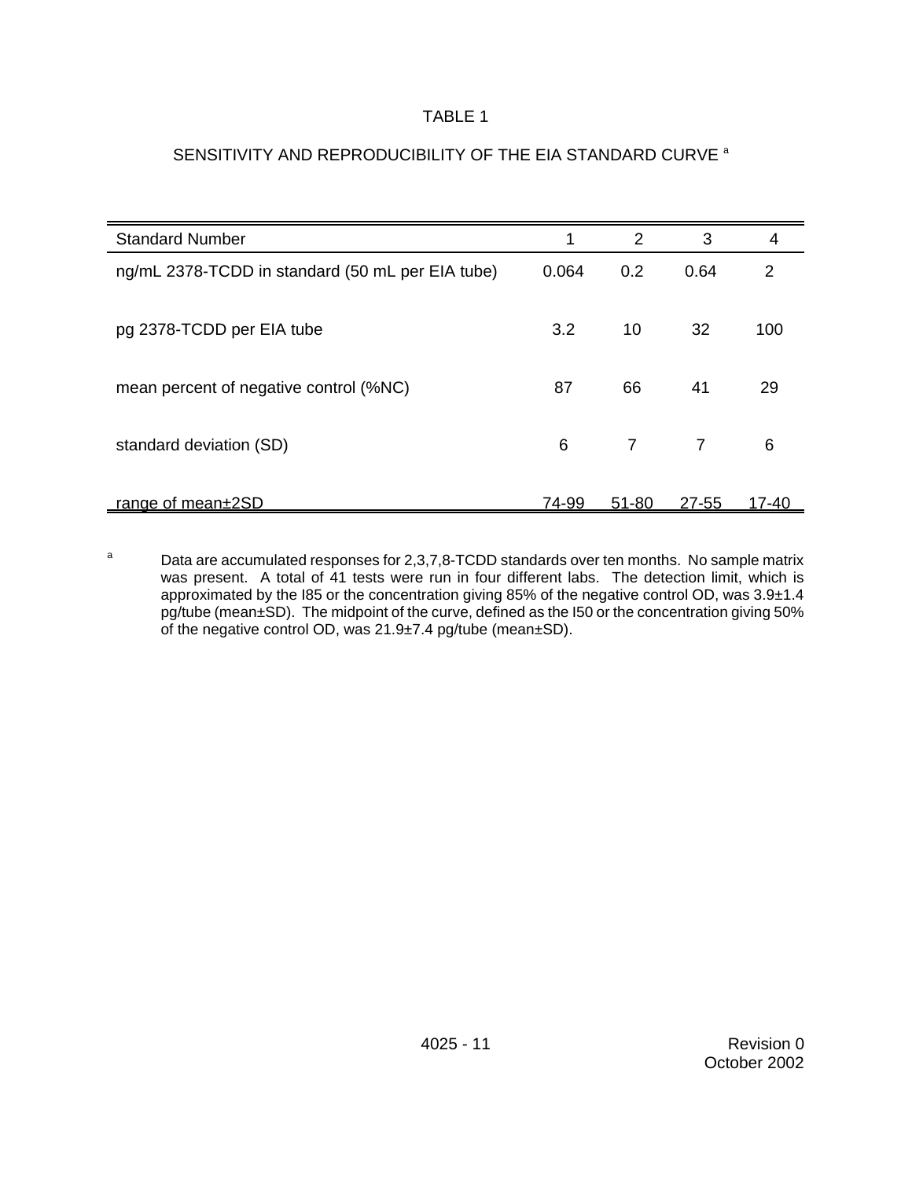TABLE 1

SENSITIVITY AND REPRODUCIBILITY OF THE EIA STANDARD CURVE [a]

| Standard Number | 1 | 2 | 3 | 4 |
|---|---|---|---|---|
| ng/mL 2378-TCDD in standard (50 mL per EIA tube) | 0.064 | 0.2 | 0.64 | 2 |
| pg 2378-TCDD per EIA tube | 3.2 | 10 | 32 | 100 |
| mean percent of negative control (%NC) | 87 | 66 | 41 | 29 |
| standard deviation (SD) | 6 | 7 | 7 | 6 |
| range of mean±2SD | 74-99 | 51-80 | 27-55 | 17-40 |

[a] Data are accumulated responses for 2,3,7,8-TCDD standards over ten months. No sample matrix was present. A total of 41 tests were run in four different labs. The detection limit, which is approximated by the I85 or the concentration giving 85% of the negative control OD, was 3.9±1.4 pg/tube (mean±SD). The midpoint of the curve, defined as the I50 or the concentration giving 50% of the negative control OD, was 21.9±7.4 pg/tube (mean±SD).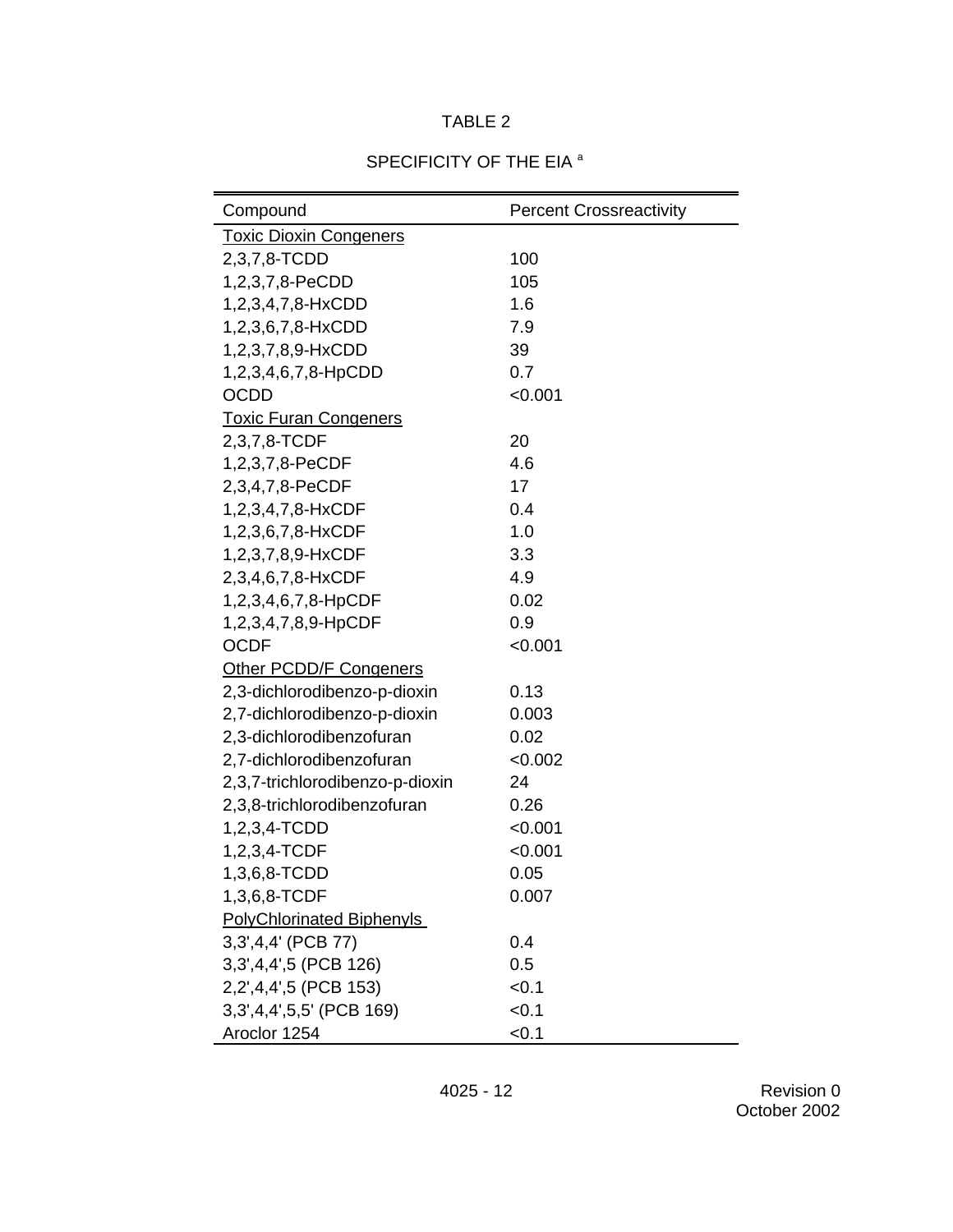TABLE 2

SPECIFICITY OF THE EIA [a]

| Compound | Percent Crossreactivity |
|---|---|
| Toxic Dioxin Congeners | |
| 2,3,7,8-TCDD | 100 |
| 1,2,3,7,8-PeCDD | 105 |
| 1,2,3,4,7,8-HxCDD | 1.6 |
| 1,2,3,6,7,8-HxCDD | 7.9 |
| 1,2,3,7,8,9-HxCDD | 39 |
| 1,2,3,4,6,7,8-HpCDD | 0.7 |
| OCDD | <0.001 |
| Toxic Furan Congeners | |
| 2,3,7,8-TCDF | 20 |
| 1,2,3,7,8-PeCDF | 4.6 |
| 2,3,4,7,8-PeCDF | 17 |
| 1,2,3,4,7,8-HxCDF | 0.4 |
| 1,2,3,6,7,8-HxCDF | 1.0 |
| 1,2,3,7,8,9-HxCDF | 3.3 |
| 2,3,4,6,7,8-HxCDF | 4.9 |
| 1,2,3,4,6,7,8-HpCDF | 0.02 |
| 1,2,3,4,7,8,9-HpCDF | 0.9 |
| OCDF | <0.001 |
| Other PCDD/F Congeners | |
| 2,3-dichlorodibenzo-p-dioxin | 0.13 |
| 2,7-dichlorodibenzo-p-dioxin | 0.003 |
| 2,3-dichlorodibenzofuran | 0.02 |
| 2,7-dichlorodibenzofuran | <0.002 |
| 2,3,7-trichlorodibenzo-p-dioxin | 24 |
| 2,3,8-trichlorodibenzofuran | 0.26 |
| 1,2,3,4-TCDD | <0.001 |
| 1,2,3,4-TCDF | <0.001 |
| 1,3,6,8-TCDD | 0.05 |
| 1,3,6,8-TCDF | 0.007 |
| PolyChlorinated Biphenyls | |
| 3,3',4,4' (PCB 77) | 0.4 |
| 3,3',4,4',5 (PCB 126) | 0.5 |
| 2,2',4,4',5 (PCB 153) | <0.1 |
| 3,3',4,4',5,5' (PCB 169) | <0.1 |
| Aroclor 1254 | <0.1 |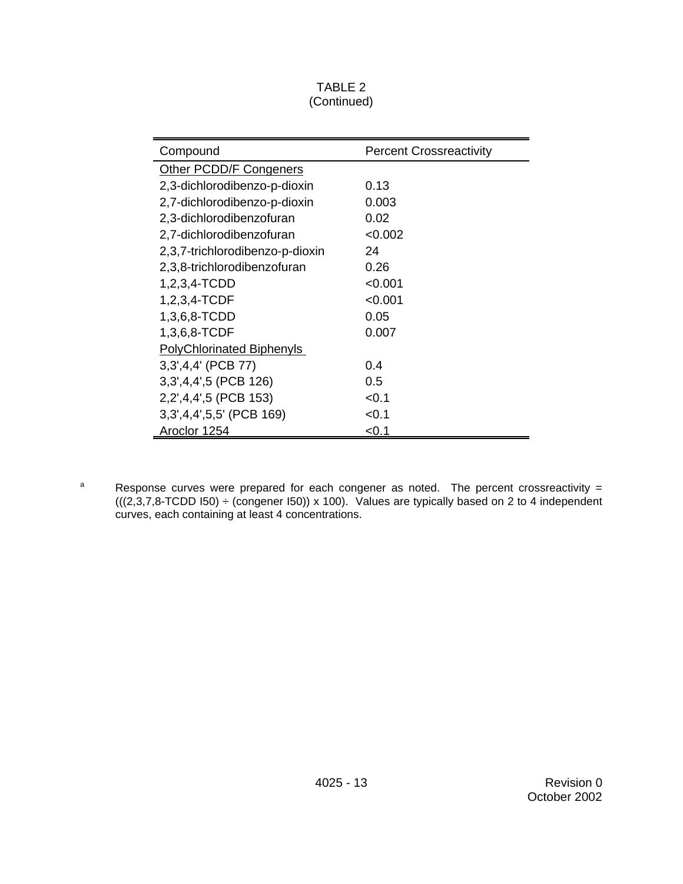TABLE 2
(Continued)

| Compound | Percent Crossreactivity |
|---|---|
| Other PCDD/F Congeners | |
| 2,3-dichlorodibenzo-p-dioxin | 0.13 |
| 2,7-dichlorodibenzo-p-dioxin | 0.003 |
| 2,3-dichlorodibenzofuran | 0.02 |
| 2,7-dichlorodibenzofuran | <0.002 |
| 2,3,7-trichlorodibenzo-p-dioxin | 24 |
| 2,3,8-trichlorodibenzofuran | 0.26 |
| 1,2,3,4-TCDD | <0.001 |
| 1,2,3,4-TCDF | <0.001 |
| 1,3,6,8-TCDD | 0.05 |
| 1,3,6,8-TCDF | 0.007 |
| PolyChlorinated Biphenyls | |
| 3,3',4,4' (PCB 77) | 0.4 |
| 3,3',4,4',5 (PCB 126) | 0.5 |
| 2,2',4,4',5 (PCB 153) | <0.1 |
| 3,3',4,4',5,5' (PCB 169) | <0.1 |
| Aroclor 1254 | <0.1 |

[a] Response curves were prepared for each congener as noted. The percent crossreactivity = (((2,3,7,8-TCDD I50) ÷ (congener I50)) x 100). Values are typically based on 2 to 4 independent curves, each containing at least 4 concentrations.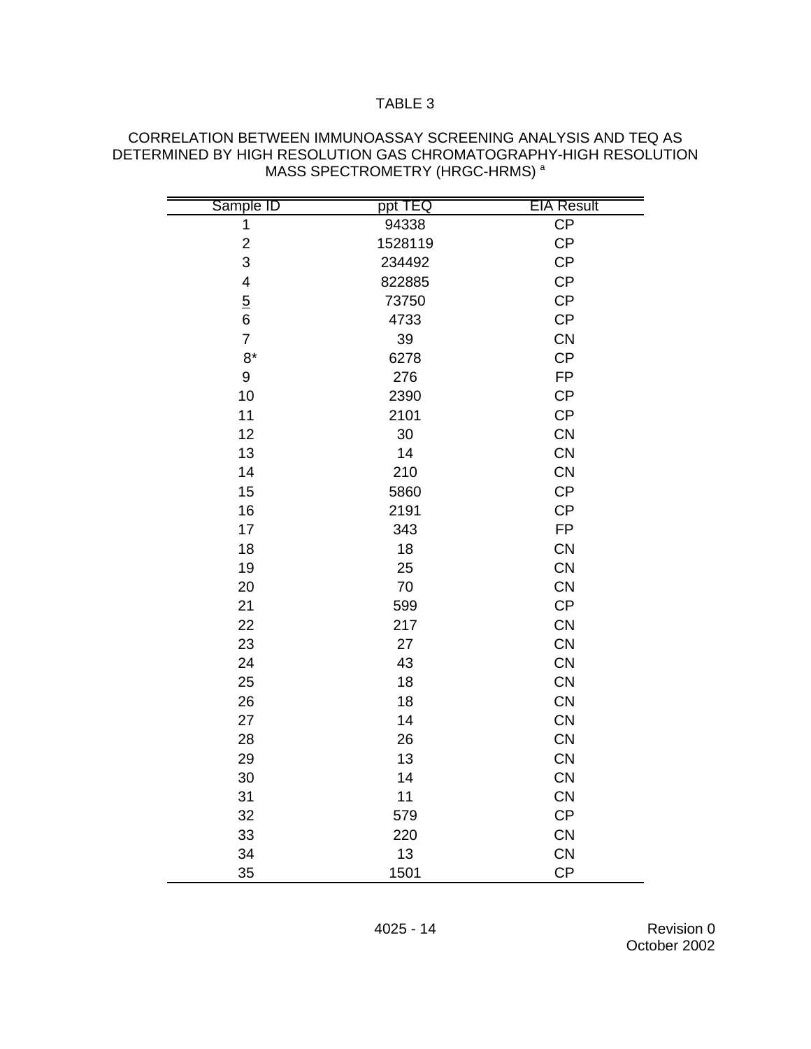TABLE 3

CORRELATION BETWEEN IMMUNOASSAY SCREENING ANALYSIS AND TEQ AS DETERMINED BY HIGH RESOLUTION GAS CHROMATOGRAPHY-HIGH RESOLUTION MASS SPECTROMETRY (HRGC-HRMS) [a]

| Sample ID | ppt TEQ | EIA Result |
|---|---|---|
| 1 | 94338 | CP |
| 2 | 1528119 | CP |
| 3 | 234492 | CP |
| 4 | 822885 | CP |
| 5 | 73750 | CP |
| 6 | 4733 | CP |
| 7 | 39 | CN |
| 8* | 6278 | CP |
| 9 | 276 | FP |
| 10 | 2390 | CP |
| 11 | 2101 | CP |
| 12 | 30 | CN |
| 13 | 14 | CN |
| 14 | 210 | CN |
| 15 | 5860 | CP |
| 16 | 2191 | CP |
| 17 | 343 | FP |
| 18 | 18 | CN |
| 19 | 25 | CN |
| 20 | 70 | CN |
| 21 | 599 | CP |
| 22 | 217 | CN |
| 23 | 27 | CN |
| 24 | 43 | CN |
| 25 | 18 | CN |
| 26 | 18 | CN |
| 27 | 14 | CN |
| 28 | 26 | CN |
| 29 | 13 | CN |
| 30 | 14 | CN |
| 31 | 11 | CN |
| 32 | 579 | CP |
| 33 | 220 | CN |
| 34 | 13 | CN |
| 35 | 1501 | CP |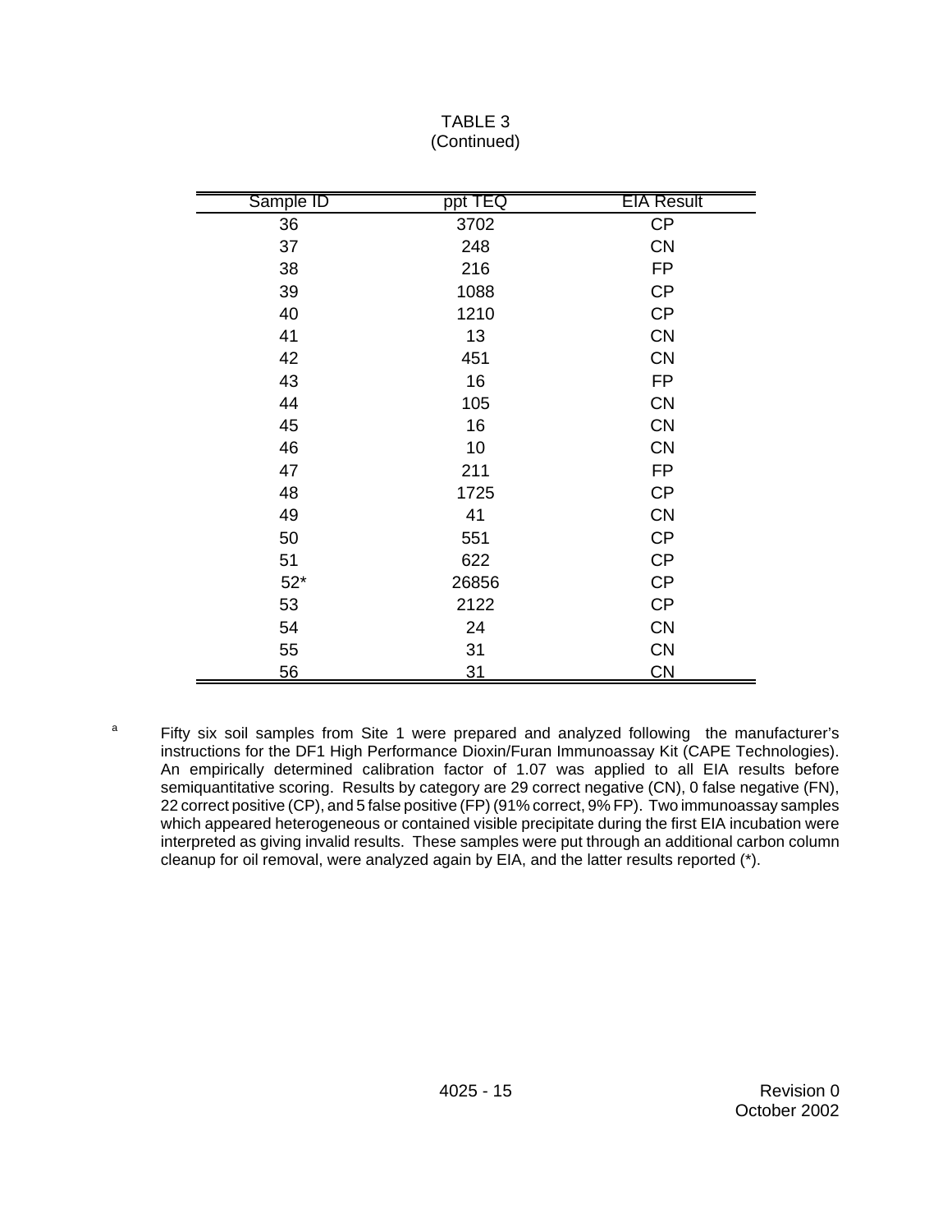TABLE 3
(Continued)

| Sample ID | ppt TEQ | EIA Result |
|---|---|---|
| 36 | 3702 | CP |
| 37 | 248 | CN |
| 38 | 216 | FP |
| 39 | 1088 | CP |
| 40 | 1210 | CP |
| 41 | 13 | CN |
| 42 | 451 | CN |
| 43 | 16 | FP |
| 44 | 105 | CN |
| 45 | 16 | CN |
| 46 | 10 | CN |
| 47 | 211 | FP |
| 48 | 1725 | CP |
| 49 | 41 | CN |
| 50 | 551 | CP |
| 51 | 622 | CP |
| 52* | 26856 | CP |
| 53 | 2122 | CP |
| 54 | 24 | CN |
| 55 | 31 | CN |
| 56 | 31 | CN |

[a] Fifty six soil samples from Site 1 were prepared and analyzed following the manufacturer's instructions for the DF1 High Performance Dioxin/Furan Immunoassay Kit (CAPE Technologies). An empirically determined calibration factor of 1.07 was applied to all EIA results before semiquantitative scoring. Results by category are 29 correct negative (CN), 0 false negative (FN), 22 correct positive (CP), and 5 false positive (FP) (91% correct, 9% FP). Two immunoassay samples which appeared heterogeneous or contained visible precipitate during the first EIA incubation were interpreted as giving invalid results. These samples were put through an additional carbon column cleanup for oil removal, were analyzed again by EIA, and the latter results reported (*).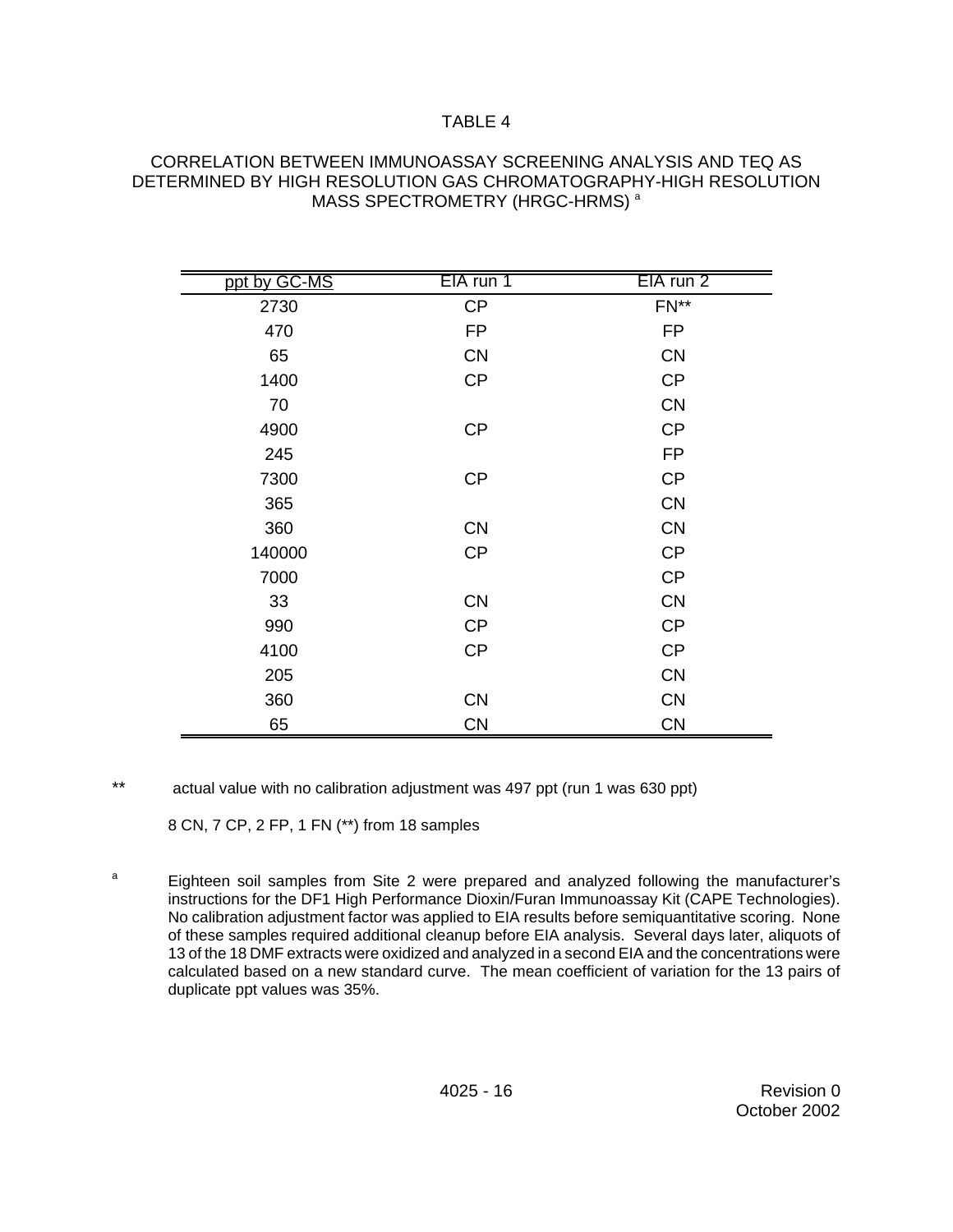# TABLE 4

## CORRELATION BETWEEN IMMUNOASSAY SCREENING ANALYSIS AND TEQ AS DETERMINED BY HIGH RESOLUTION GAS CHROMATOGRAPHY-HIGH RESOLUTION MASS SPECTROMETRY (HRGC-HRMS) [a]

| ppt by GC-MS | EIA run 1 | EIA run 2 |
|---|---|---|
| 2730 | CP | FN** |
| 470 | FP | FP |
| 65 | CN | CN |
| 1400 | CP | CP |
| 70 | | CN |
| 4900 | CP | CP |
| 245 | | FP |
| 7300 | CP | CP |
| 365 | | CN |
| 360 | CN | CN |
| 140000 | CP | CP |
| 7000 | | CP |
| 33 | CN | CN |
| 990 | CP | CP |
| 4100 | CP | CP |
| 205 | | CN |
| 360 | CN | CN |
| 65 | CN | CN |

** actual value with no calibration adjustment was 497 ppt (run 1 was 630 ppt)

8 CN, 7 CP, 2 FP, 1 FN (**) from 18 samples

[a] Eighteen soil samples from Site 2 were prepared and analyzed following the manufacturer's instructions for the DF1 High Performance Dioxin/Furan Immunoassay Kit (CAPE Technologies). No calibration adjustment factor was applied to EIA results before semiquantitative scoring. None of these samples required additional cleanup before EIA analysis. Several days later, aliquots of 13 of the 18 DMF extracts were oxidized and analyzed in a second EIA and the concentrations were calculated based on a new standard curve. The mean coefficient of variation for the 13 pairs of duplicate ppt values was 35%.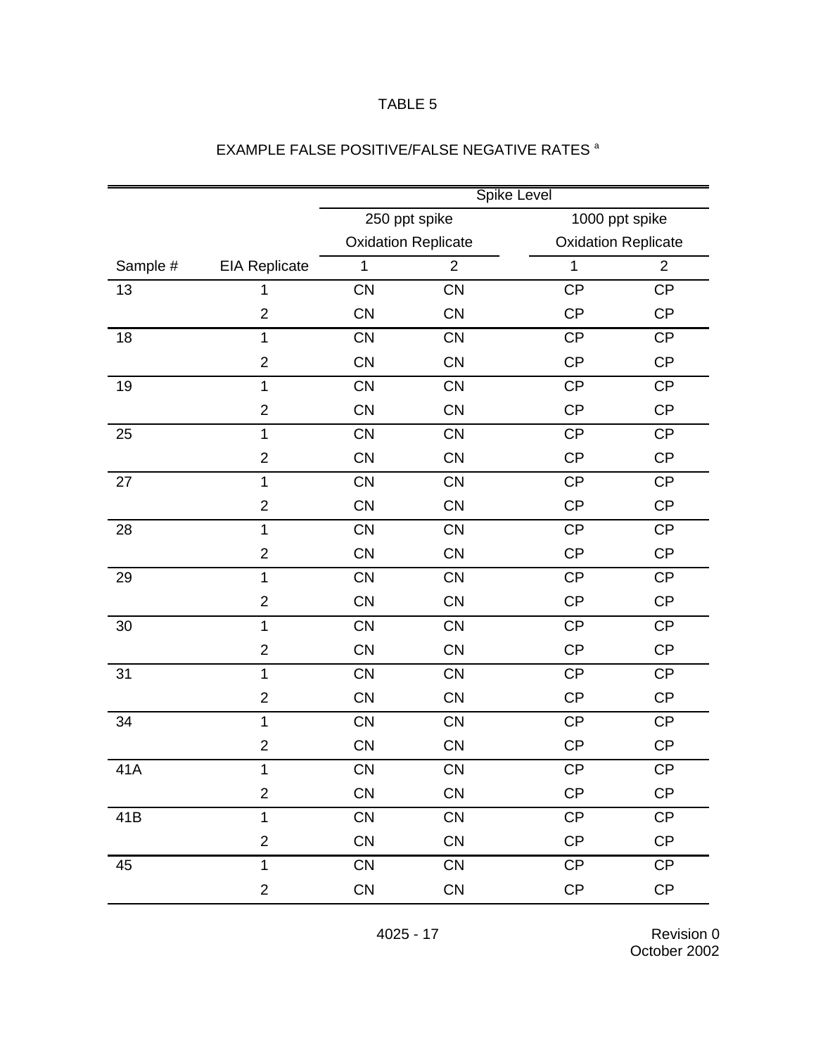TABLE 5

EXAMPLE FALSE POSITIVE/FALSE NEGATIVE RATES [a]

| | | Spike Level | | | |
|---|---|---|---|---|---|
| | | 250 ppt spike | | 1000 ppt spike | |
| | | Oxidation Replicate | | Oxidation Replicate | |
| Sample # | EIA Replicate | 1 | 2 | 1 | 2 |
| 13 | 1 | CN | CN | CP | CP |
| | 2 | CN | CN | CP | CP |
| 18 | 1 | CN | CN | CP | CP |
| | 2 | CN | CN | CP | CP |
| 19 | 1 | CN | CN | CP | CP |
| | 2 | CN | CN | CP | CP |
| 25 | 1 | CN | CN | CP | CP |
| | 2 | CN | CN | CP | CP |
| 27 | 1 | CN | CN | CP | CP |
| | 2 | CN | CN | CP | CP |
| 28 | 1 | CN | CN | CP | CP |
| | 2 | CN | CN | CP | CP |
| 29 | 1 | CN | CN | CP | CP |
| | 2 | CN | CN | CP | CP |
| 30 | 1 | CN | CN | CP | CP |
| | 2 | CN | CN | CP | CP |
| 31 | 1 | CN | CN | CP | CP |
| | 2 | CN | CN | CP | CP |
| 34 | 1 | CN | CN | CP | CP |
| | 2 | CN | CN | CP | CP |
| 41A | 1 | CN | CN | CP | CP |
| | 2 | CN | CN | CP | CP |
| 41B | 1 | CN | CN | CP | CP |
| | 2 | CN | CN | CP | CP |
| 45 | 1 | CN | CN | CP | CP |
| | 2 | CN | CN | CP | CP |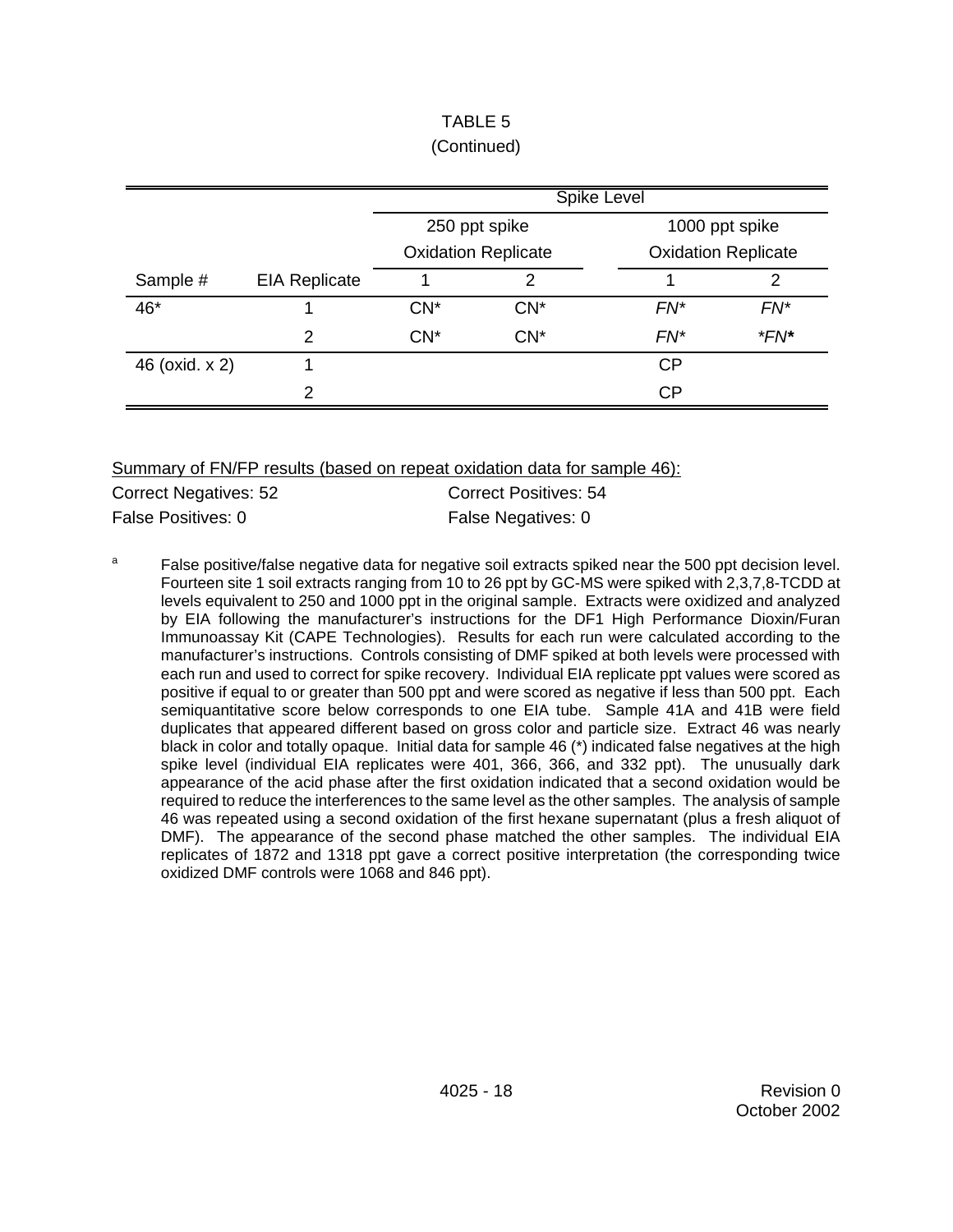TABLE 5

(Continued)

| | | Spike Level | | | |
|---|---|---|---|---|---|
| | | 250 ppt spike | | 1000 ppt spike | |
| | | Oxidation Replicate | | Oxidation Replicate | |
| Sample # | EIA Replicate | 1 | 2 | 1 | 2 |
| 46* | 1 | CN* | CN* | *FN** | *FN** |
| | 2 | CN* | CN* | *FN** | **FN** |
| 46 (oxid. x 2) | 1 | | | CP | |
| | 2 | | | CP | |

Summary of FN/FP results (based on repeat oxidation data for sample 46):

Correct Negatives: 52 Correct Positives: 54

False Positives: 0 False Negatives: 0

[a] False positive/false negative data for negative soil extracts spiked near the 500 ppt decision level. Fourteen site 1 soil extracts ranging from 10 to 26 ppt by GC-MS were spiked with 2,3,7,8-TCDD at levels equivalent to 250 and 1000 ppt in the original sample. Extracts were oxidized and analyzed by EIA following the manufacturer's instructions for the DF1 High Performance Dioxin/Furan Immunoassay Kit (CAPE Technologies). Results for each run were calculated according to the manufacturer's instructions. Controls consisting of DMF spiked at both levels were processed with each run and used to correct for spike recovery. Individual EIA replicate ppt values were scored as positive if equal to or greater than 500 ppt and were scored as negative if less than 500 ppt. Each semiquantitative score below corresponds to one EIA tube. Sample 41A and 41B were field duplicates that appeared different based on gross color and particle size. Extract 46 was nearly black in color and totally opaque. Initial data for sample 46 (*) indicated false negatives at the high spike level (individual EIA replicates were 401, 366, 366, and 332 ppt). The unusually dark appearance of the acid phase after the first oxidation indicated that a second oxidation would be required to reduce the interferences to the same level as the other samples. The analysis of sample 46 was repeated using a second oxidation of the first hexane supernatant (plus a fresh aliquot of DMF). The appearance of the second phase matched the other samples. The individual EIA replicates of 1872 and 1318 ppt gave a correct positive interpretation (the corresponding twice oxidized DMF controls were 1068 and 846 ppt).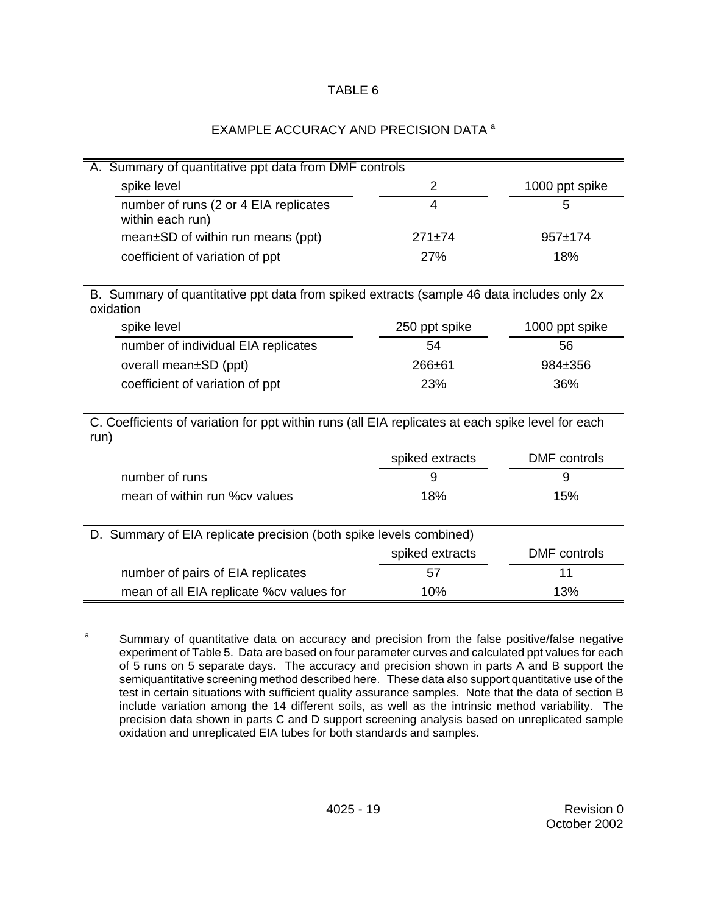TABLE 6

EXAMPLE ACCURACY AND PRECISION DATA [a]

| A. Summary of quantitative ppt data from DMF controls | | |
|---|---|---|
| spike level | 2 | 1000 ppt spike |
| number of runs (2 or 4 EIA replicates within each run) | 4 | 5 |
| mean±SD of within run means (ppt) | 271±74 | 957±174 |
| coefficient of variation of ppt | 27% | 18% |

| B. Summary of quantitative ppt data from spiked extracts (sample 46 data includes only 2x oxidation | | |
|---|---|---|
| spike level | 250 ppt spike | 1000 ppt spike |
| number of individual EIA replicates | 54 | 56 |
| overall mean±SD (ppt) | 266±61 | 984±356 |
| coefficient of variation of ppt | 23% | 36% |

| C. Coefficients of variation for ppt within runs (all EIA replicates at each spike level for each run) | | |
|---|---|---|
| | spiked extracts | DMF controls |
| number of runs | 9 | 9 |
| mean of within run %cv values | 18% | 15% |

| D. Summary of EIA replicate precision (both spike levels combined) | | |
|---|---|---|
| | spiked extracts | DMF controls |
| number of pairs of EIA replicates | 57 | 11 |
| mean of all EIA replicate %cv values for | 10% | 13% |

[a] Summary of quantitative data on accuracy and precision from the false positive/false negative experiment of Table 5. Data are based on four parameter curves and calculated ppt values for each of 5 runs on 5 separate days. The accuracy and precision shown in parts A and B support the semiquantitative screening method described here. These data also support quantitative use of the test in certain situations with sufficient quality assurance samples. Note that the data of section B include variation among the 14 different soils, as well as the intrinsic method variability. The precision data shown in parts C and D support screening analysis based on unreplicated sample oxidation and unreplicated EIA tubes for both standards and samples.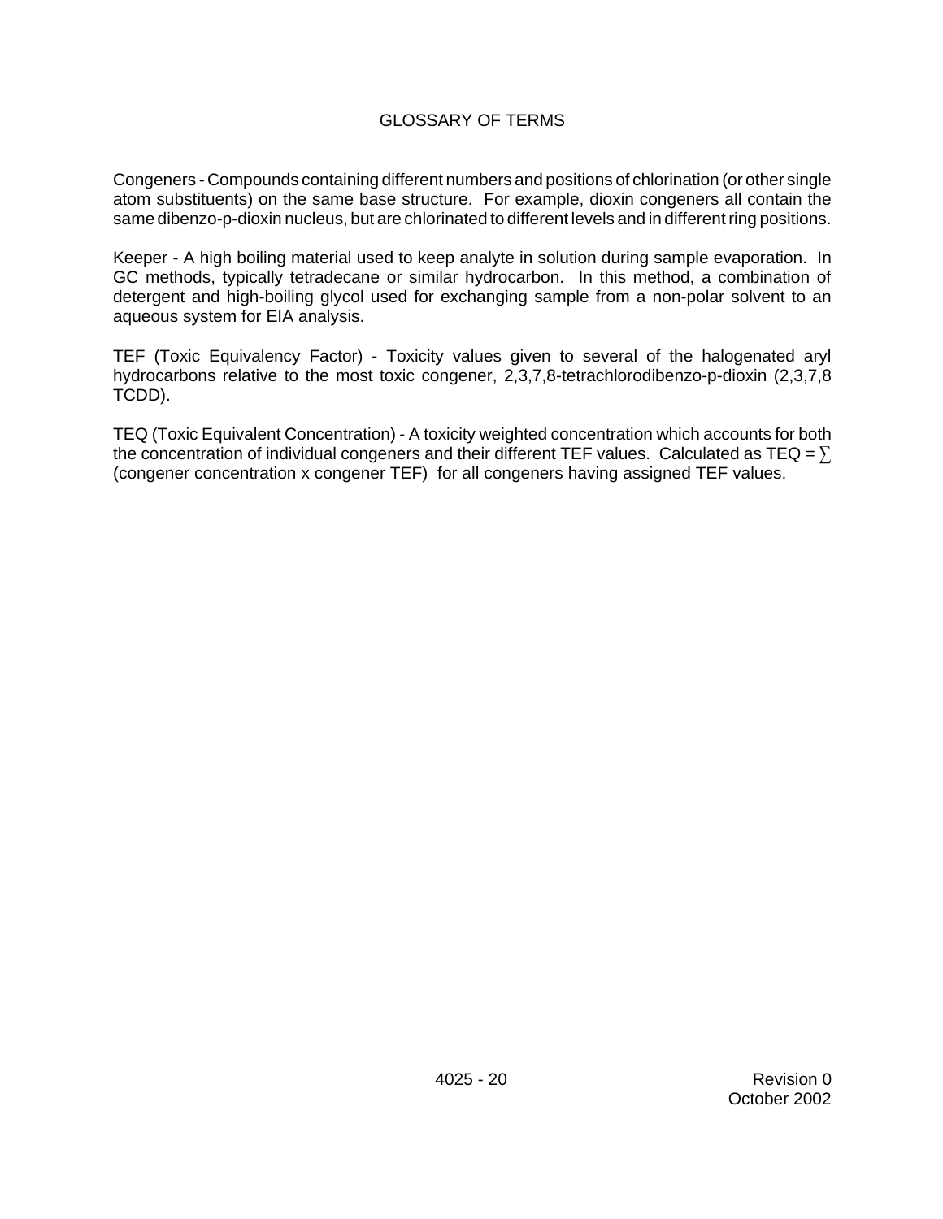# GLOSSARY OF TERMS

Congeners - Compounds containing different numbers and positions of chlorination (or other single atom substituents) on the same base structure. For example, dioxin congeners all contain the same dibenzo-p-dioxin nucleus, but are chlorinated to different levels and in different ring positions.

Keeper - A high boiling material used to keep analyte in solution during sample evaporation. In GC methods, typically tetradecane or similar hydrocarbon. In this method, a combination of detergent and high-boiling glycol used for exchanging sample from a non-polar solvent to an aqueous system for EIA analysis.

TEF (Toxic Equivalency Factor) - Toxicity values given to several of the halogenated aryl hydrocarbons relative to the most toxic congener, 2,3,7,8-tetrachlorodibenzo-p-dioxin (2,3,7,8 TCDD).

TEQ (Toxic Equivalent Concentration) - A toxicity weighted concentration which accounts for both the concentration of individual congeners and their different TEF values. Calculated as TEQ = $\sum$ (congener concentration x congener TEF) for all congeners having assigned TEF values.